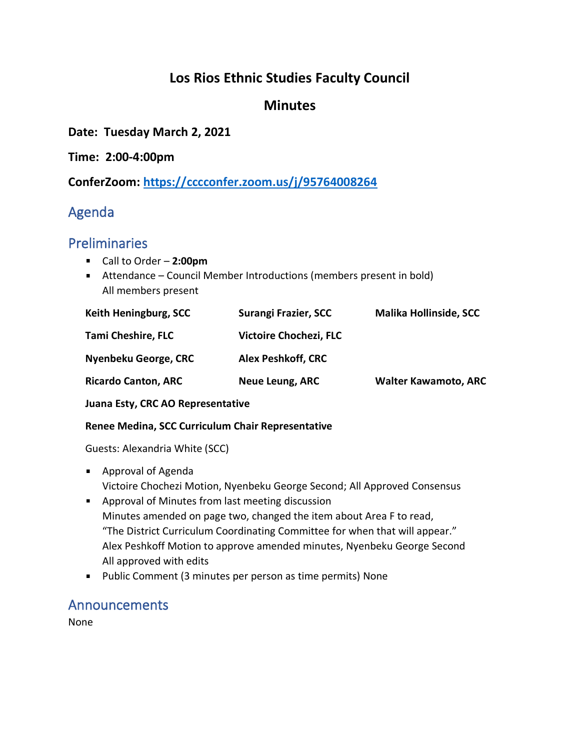# Los Rios Ethnic Studies Faculty Council

## Minutes

**Date: Tuesday March 2, 2021**

**Time: 2:00-4:00pm**

**ConferZoom: https://cccconfer.zoom.us/j/95764008264**

## Agenda

## Preliminaries

- Call to Order – **2:00pm**
- Attendance – Council Member Introductions (members present in bold)
  All members present

| | | |
|---|---|---|
| **Keith Heningburg, SCC** | **Surangi Frazier, SCC** | **Malika Hollinside, SCC** |
| **Tami Cheshire, FLC** | **Victoire Chochezi, FLC** | |
| **Nyenbeku George, CRC** | **Alex Peshkoff, CRC** | |
| **Ricardo Canton, ARC** | **Neue Leung, ARC** | **Walter Kawamoto, ARC** |

**Juana Esty, CRC AO Representative**

**Renee Medina, SCC Curriculum Chair Representative**

Guests: Alexandria White (SCC)

- Approval of Agenda
  Victoire Chochezi Motion, Nyenbeku George Second; All Approved Consensus
- Approval of Minutes from last meeting discussion
  Minutes amended on page two, changed the item about Area F to read, "The District Curriculum Coordinating Committee for when that will appear."
  Alex Peshkoff Motion to approve amended minutes, Nyenbeku George Second
  All approved with edits
- Public Comment (3 minutes per person as time permits) None

## Announcements

None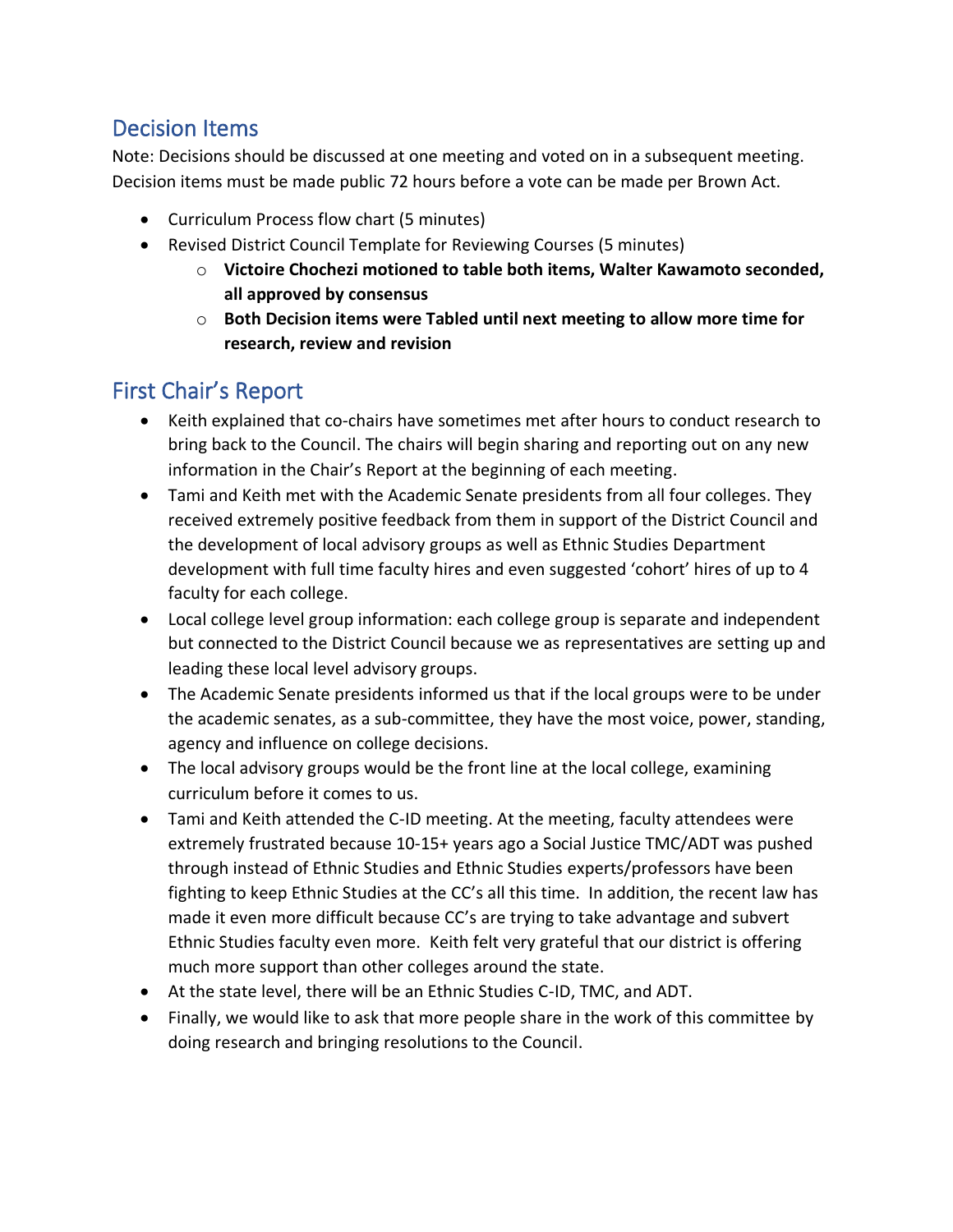## Decision Items

Note: Decisions should be discussed at one meeting and voted on in a subsequent meeting. Decision items must be made public 72 hours before a vote can be made per Brown Act.

- Curriculum Process flow chart (5 minutes)
- Revised District Council Template for Reviewing Courses (5 minutes)
    - **Victoire Chochezi motioned to table both items, Walter Kawamoto seconded, all approved by consensus**
    - **Both Decision items were Tabled until next meeting to allow more time for research, review and revision**

## First Chair's Report

- Keith explained that co-chairs have sometimes met after hours to conduct research to bring back to the Council. The chairs will begin sharing and reporting out on any new information in the Chair's Report at the beginning of each meeting.
- Tami and Keith met with the Academic Senate presidents from all four colleges. They received extremely positive feedback from them in support of the District Council and the development of local advisory groups as well as Ethnic Studies Department development with full time faculty hires and even suggested 'cohort' hires of up to 4 faculty for each college.
- Local college level group information: each college group is separate and independent but connected to the District Council because we as representatives are setting up and leading these local level advisory groups.
- The Academic Senate presidents informed us that if the local groups were to be under the academic senates, as a sub-committee, they have the most voice, power, standing, agency and influence on college decisions.
- The local advisory groups would be the front line at the local college, examining curriculum before it comes to us.
- Tami and Keith attended the C-ID meeting. At the meeting, faculty attendees were extremely frustrated because 10-15+ years ago a Social Justice TMC/ADT was pushed through instead of Ethnic Studies and Ethnic Studies experts/professors have been fighting to keep Ethnic Studies at the CC's all this time. In addition, the recent law has made it even more difficult because CC's are trying to take advantage and subvert Ethnic Studies faculty even more. Keith felt very grateful that our district is offering much more support than other colleges around the state.
- At the state level, there will be an Ethnic Studies C-ID, TMC, and ADT.
- Finally, we would like to ask that more people share in the work of this committee by doing research and bringing resolutions to the Council.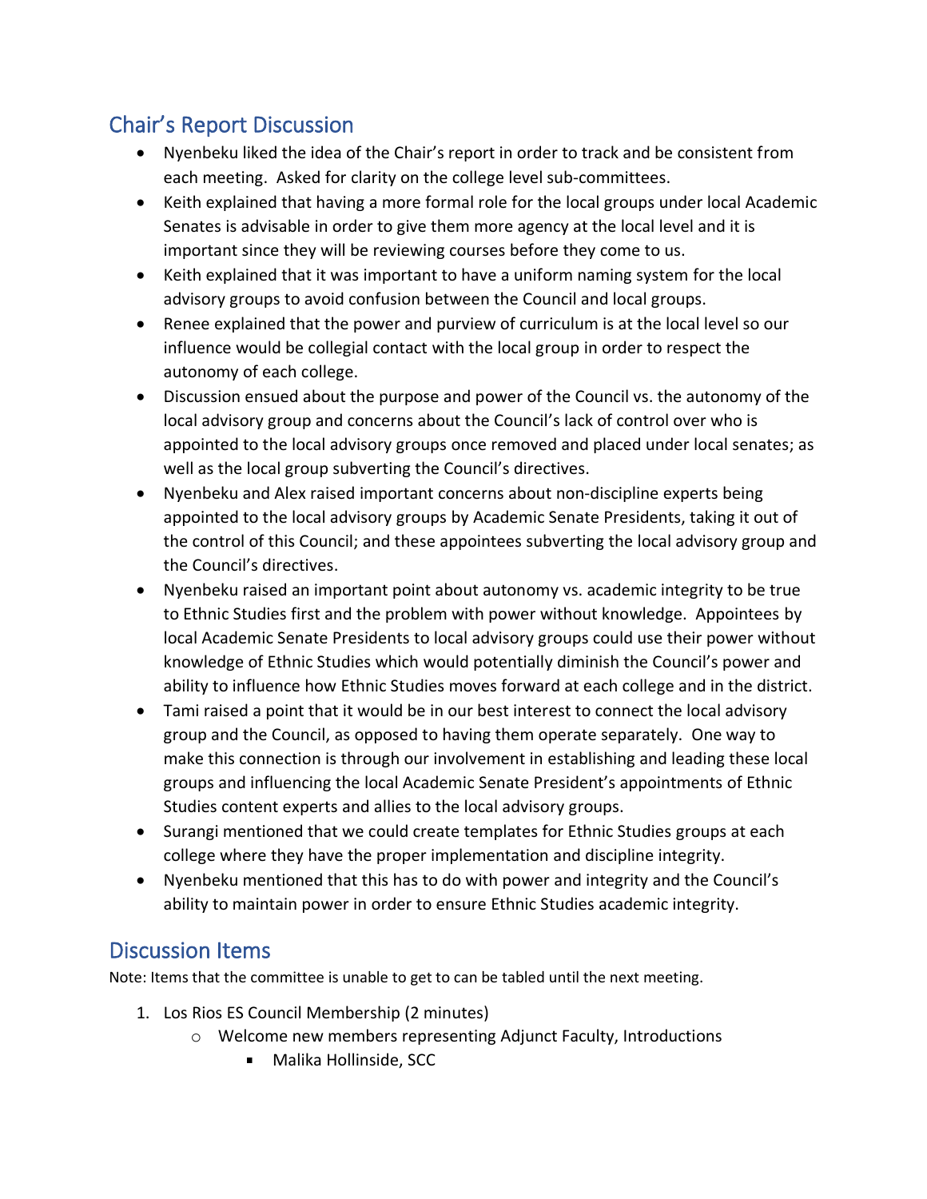## Chair's Report Discussion

- Nyenbeku liked the idea of the Chair's report in order to track and be consistent from each meeting. Asked for clarity on the college level sub-committees.
- Keith explained that having a more formal role for the local groups under local Academic Senates is advisable in order to give them more agency at the local level and it is important since they will be reviewing courses before they come to us.
- Keith explained that it was important to have a uniform naming system for the local advisory groups to avoid confusion between the Council and local groups.
- Renee explained that the power and purview of curriculum is at the local level so our influence would be collegial contact with the local group in order to respect the autonomy of each college.
- Discussion ensued about the purpose and power of the Council vs. the autonomy of the local advisory group and concerns about the Council's lack of control over who is appointed to the local advisory groups once removed and placed under local senates; as well as the local group subverting the Council's directives.
- Nyenbeku and Alex raised important concerns about non-discipline experts being appointed to the local advisory groups by Academic Senate Presidents, taking it out of the control of this Council; and these appointees subverting the local advisory group and the Council's directives.
- Nyenbeku raised an important point about autonomy vs. academic integrity to be true to Ethnic Studies first and the problem with power without knowledge. Appointees by local Academic Senate Presidents to local advisory groups could use their power without knowledge of Ethnic Studies which would potentially diminish the Council's power and ability to influence how Ethnic Studies moves forward at each college and in the district.
- Tami raised a point that it would be in our best interest to connect the local advisory group and the Council, as opposed to having them operate separately. One way to make this connection is through our involvement in establishing and leading these local groups and influencing the local Academic Senate President's appointments of Ethnic Studies content experts and allies to the local advisory groups.
- Surangi mentioned that we could create templates for Ethnic Studies groups at each college where they have the proper implementation and discipline integrity.
- Nyenbeku mentioned that this has to do with power and integrity and the Council's ability to maintain power in order to ensure Ethnic Studies academic integrity.

## Discussion Items

Note: Items that the committee is unable to get to can be tabled until the next meeting.

1. Los Rios ES Council Membership (2 minutes)
   - Welcome new members representing Adjunct Faculty, Introductions
     - Malika Hollinside, SCC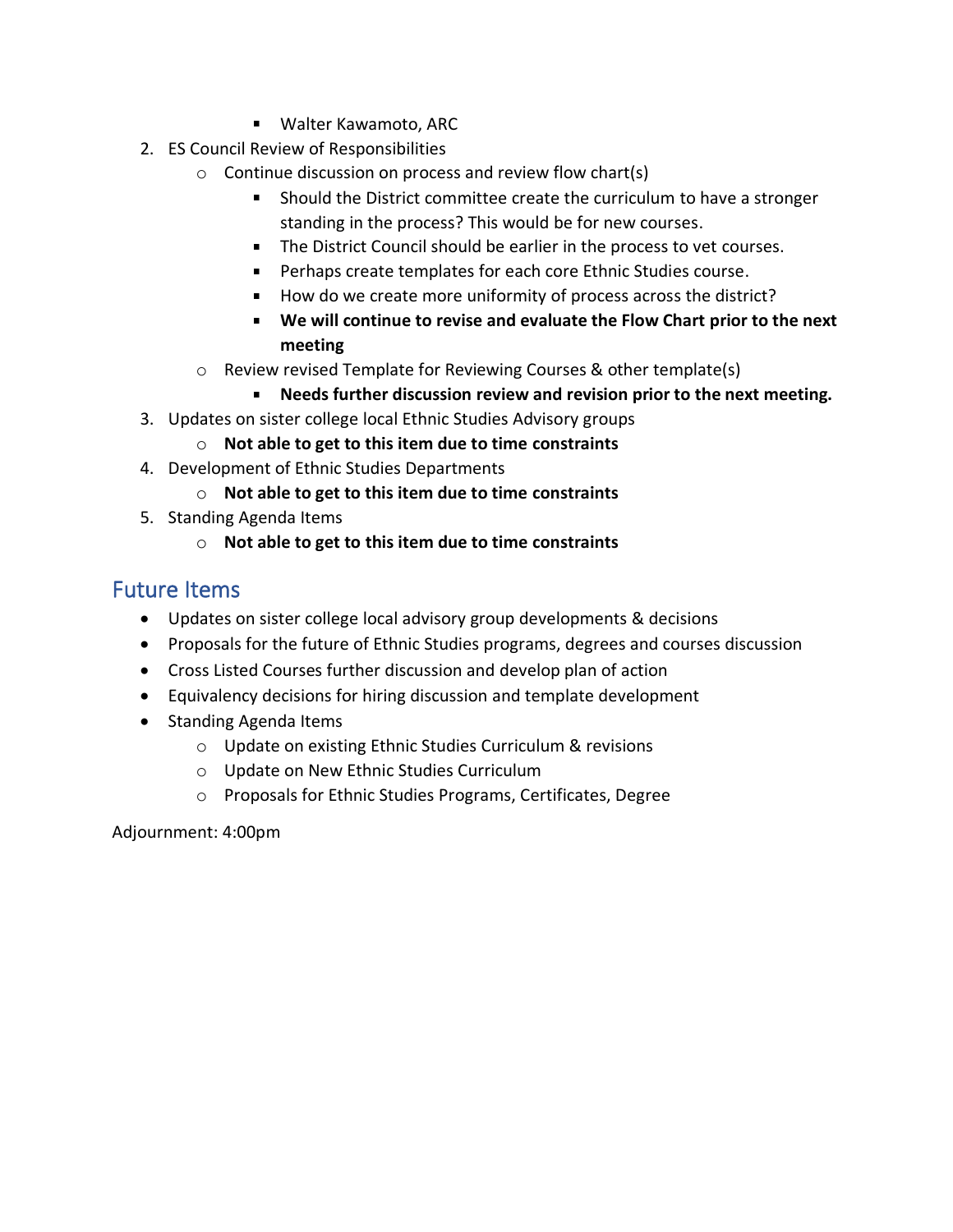- Walter Kawamoto, ARC
2. ES Council Review of Responsibilities
    - Continue discussion on process and review flow chart(s)
        - Should the District committee create the curriculum to have a stronger standing in the process? This would be for new courses.
        - The District Council should be earlier in the process to vet courses.
        - Perhaps create templates for each core Ethnic Studies course.
        - How do we create more uniformity of process across the district?
        - **We will continue to revise and evaluate the Flow Chart prior to the next meeting**
    - Review revised Template for Reviewing Courses & other template(s)
        - **Needs further discussion review and revision prior to the next meeting.**
3. Updates on sister college local Ethnic Studies Advisory groups
    - **Not able to get to this item due to time constraints**
4. Development of Ethnic Studies Departments
    - **Not able to get to this item due to time constraints**
5. Standing Agenda Items
    - **Not able to get to this item due to time constraints**

## Future Items

- Updates on sister college local advisory group developments & decisions
- Proposals for the future of Ethnic Studies programs, degrees and courses discussion
- Cross Listed Courses further discussion and develop plan of action
- Equivalency decisions for hiring discussion and template development
- Standing Agenda Items
    - Update on existing Ethnic Studies Curriculum & revisions
    - Update on New Ethnic Studies Curriculum
    - Proposals for Ethnic Studies Programs, Certificates, Degree

Adjournment: 4:00pm